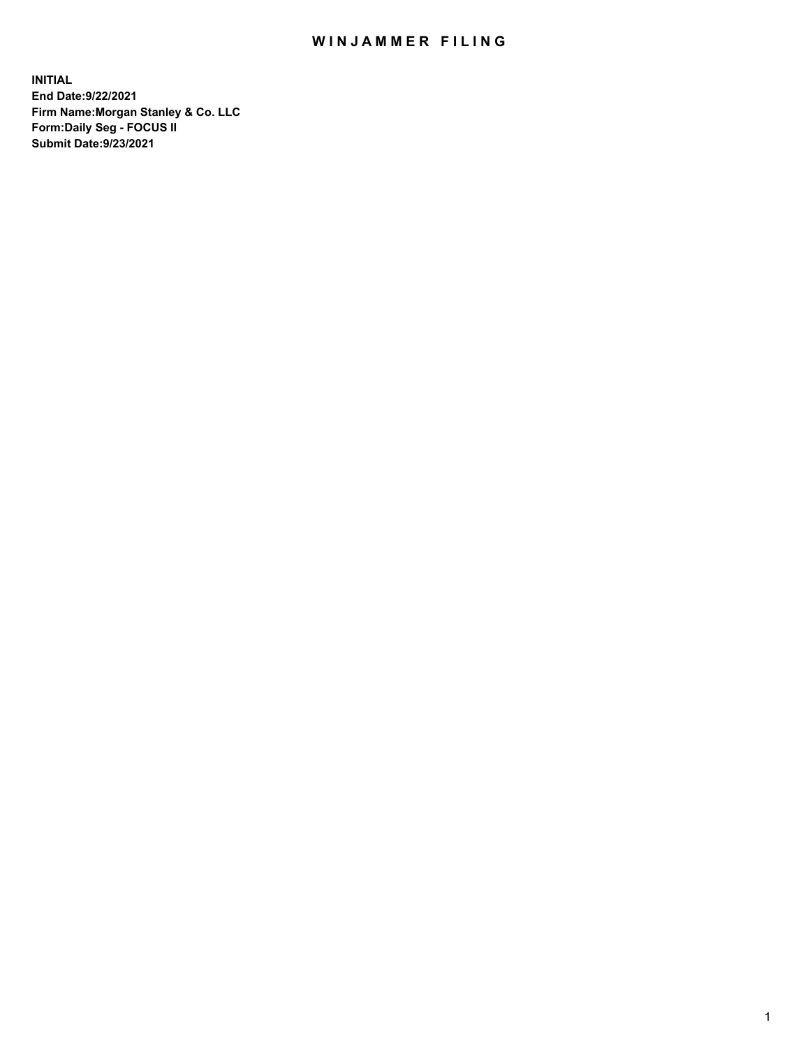# WINJAMMER FILING

**INITIAL**
**End Date:9/22/2021**
**Firm Name:Morgan Stanley & Co. LLC**
**Form:Daily Seg - FOCUS II**
**Submit Date:9/23/2021**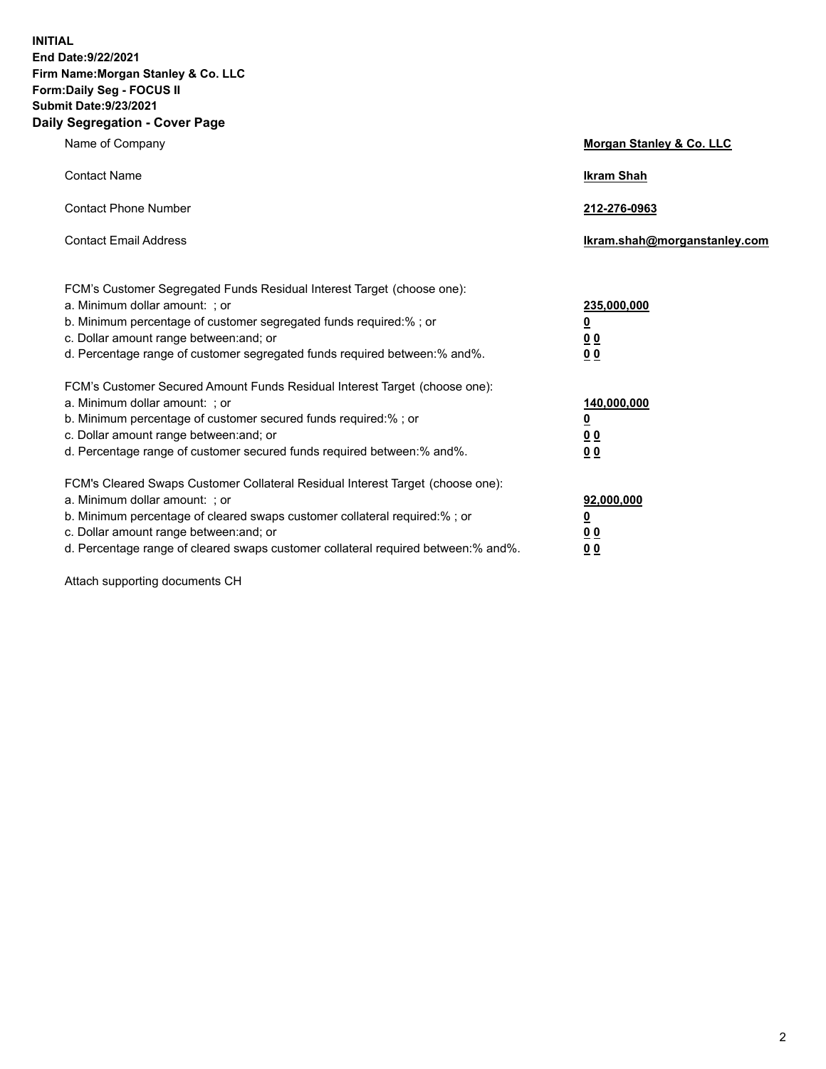**INITIAL**
**End Date:9/22/2021**
**Firm Name:Morgan Stanley & Co. LLC**
**Form:Daily Seg - FOCUS II**
**Submit Date:9/23/2021**

## Daily Segregation - Cover Page

| | |
|---|---|
| Name of Company | **Morgan Stanley & Co. LLC** |
| Contact Name | **Ikram Shah** |
| Contact Phone Number | **212-276-0963** |
| Contact Email Address | **Ikram.shah@morganstanley.com** |

| | |
|---|---|
| FCM's Customer Segregated Funds Residual Interest Target (choose one): | |
| a. Minimum dollar amount: ; or | **235,000,000** |
| b. Minimum percentage of customer segregated funds required:% ; or | **0** |
| c. Dollar amount range between:and; or | **0 0** |
| d. Percentage range of customer segregated funds required between:% and%. | **0 0** |
| FCM's Customer Secured Amount Funds Residual Interest Target (choose one): | |
| a. Minimum dollar amount: ; or | **140,000,000** |
| b. Minimum percentage of customer secured funds required:% ; or | **0** |
| c. Dollar amount range between:and; or | **0 0** |
| d. Percentage range of customer secured funds required between:% and%. | **0 0** |
| FCM's Cleared Swaps Customer Collateral Residual Interest Target (choose one): | |
| a. Minimum dollar amount: ; or | **92,000,000** |
| b. Minimum percentage of cleared swaps customer collateral required:% ; or | **0** |
| c. Dollar amount range between:and; or | **0 0** |
| d. Percentage range of cleared swaps customer collateral required between:% and%. | **0 0** |

Attach supporting documents CH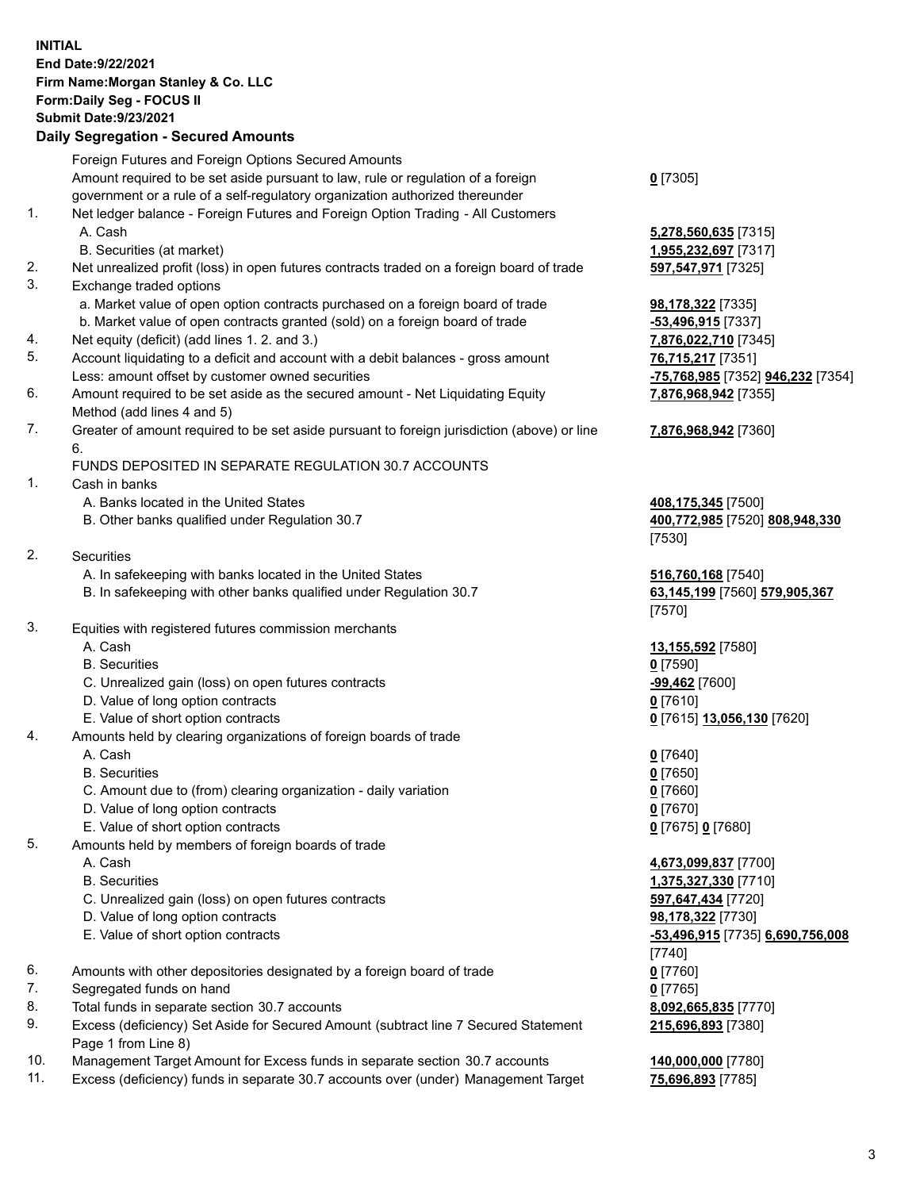**INITIAL**
**End Date:9/22/2021**
**Firm Name:Morgan Stanley & Co. LLC**
**Form:Daily Seg - FOCUS II**
**Submit Date:9/23/2021**

## Daily Segregation - Secured Amounts

| | | |
|---|---|---|
| | Foreign Futures and Foreign Options Secured Amounts | |
| | Amount required to be set aside pursuant to law, rule or regulation of a foreign government or a rule of a self-regulatory organization authorized thereunder | **0** [7305] |
| 1. | Net ledger balance - Foreign Futures and Foreign Option Trading - All Customers | |
| | A. Cash | **5,278,560,635** [7315] |
| | B. Securities (at market) | **1,955,232,697** [7317] |
| 2. | Net unrealized profit (loss) in open futures contracts traded on a foreign board of trade | **597,547,971** [7325] |
| 3. | Exchange traded options | |
| | a. Market value of open option contracts purchased on a foreign board of trade | **98,178,322** [7335] |
| | b. Market value of open contracts granted (sold) on a foreign board of trade | **-53,496,915** [7337] |
| 4. | Net equity (deficit) (add lines 1. 2. and 3.) | **7,876,022,710** [7345] |
| 5. | Account liquidating to a deficit and account with a debit balances - gross amount | **76,715,217** [7351] |
| | Less: amount offset by customer owned securities | **-75,768,985** [7352] **946,232** [7354] |
| 6. | Amount required to be set aside as the secured amount - Net Liquidating Equity Method (add lines 4 and 5) | **7,876,968,942** [7355] |
| 7. | Greater of amount required to be set aside pursuant to foreign jurisdiction (above) or line 6. | **7,876,968,942** [7360] |
| | FUNDS DEPOSITED IN SEPARATE REGULATION 30.7 ACCOUNTS | |
| 1. | Cash in banks | |
| | A. Banks located in the United States | **408,175,345** [7500] |
| | B. Other banks qualified under Regulation 30.7 | **400,772,985** [7520] **808,948,330** [7530] |
| 2. | Securities | |
| | A. In safekeeping with banks located in the United States | **516,760,168** [7540] |
| | B. In safekeeping with other banks qualified under Regulation 30.7 | **63,145,199** [7560] **579,905,367** [7570] |
| 3. | Equities with registered futures commission merchants | |
| | A. Cash | **13,155,592** [7580] |
| | B. Securities | **0** [7590] |
| | C. Unrealized gain (loss) on open futures contracts | **-99,462** [7600] |
| | D. Value of long option contracts | **0** [7610] |
| | E. Value of short option contracts | **0** [7615] **13,056,130** [7620] |
| 4. | Amounts held by clearing organizations of foreign boards of trade | |
| | A. Cash | **0** [7640] |
| | B. Securities | **0** [7650] |
| | C. Amount due to (from) clearing organization - daily variation | **0** [7660] |
| | D. Value of long option contracts | **0** [7670] |
| | E. Value of short option contracts | **0** [7675] **0** [7680] |
| 5. | Amounts held by members of foreign boards of trade | |
| | A. Cash | **4,673,099,837** [7700] |
| | B. Securities | **1,375,327,330** [7710] |
| | C. Unrealized gain (loss) on open futures contracts | **597,647,434** [7720] |
| | D. Value of long option contracts | **98,178,322** [7730] |
| | E. Value of short option contracts | **-53,496,915** [7735] **6,690,756,008** [7740] |
| 6. | Amounts with other depositories designated by a foreign board of trade | **0** [7760] |
| 7. | Segregated funds on hand | **0** [7765] |
| 8. | Total funds in separate section 30.7 accounts | **8,092,665,835** [7770] |
| 9. | Excess (deficiency) Set Aside for Secured Amount (subtract line 7 Secured Statement Page 1 from Line 8) | **215,696,893** [7380] |
| 10. | Management Target Amount for Excess funds in separate section 30.7 accounts | **140,000,000** [7780] |
| 11. | Excess (deficiency) funds in separate 30.7 accounts over (under) Management Target | **75,696,893** [7785] |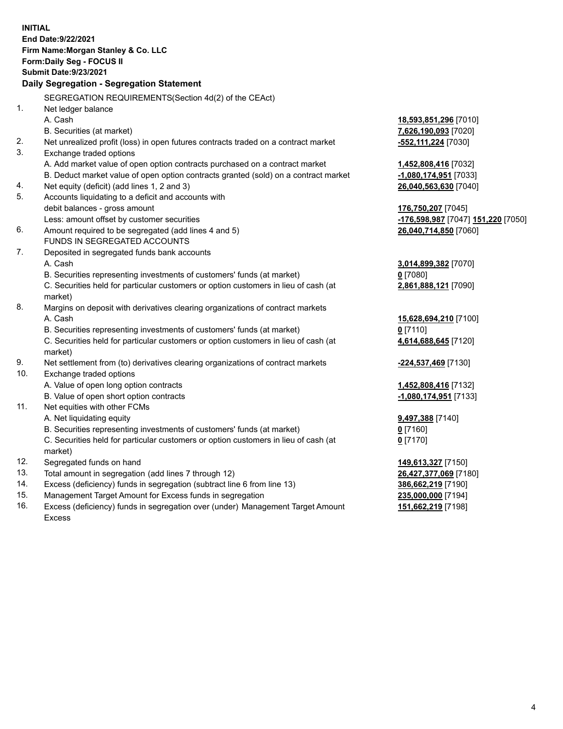**INITIAL**
**End Date:9/22/2021**
**Firm Name:Morgan Stanley & Co. LLC**
**Form:Daily Seg - FOCUS II**
**Submit Date:9/23/2021**

**Daily Segregation - Segregation Statement**

SEGREGATION REQUIREMENTS(Section 4d(2) of the CEAct)

| | | |
|---|---|---|
| 1. | Net ledger balance | |
| | A. Cash | **18,593,851,296** [7010] |
| | B. Securities (at market) | **7,626,190,093** [7020] |
| 2. | Net unrealized profit (loss) in open futures contracts traded on a contract market | **-552,111,224** [7030] |
| 3. | Exchange traded options | |
| | A. Add market value of open option contracts purchased on a contract market | **1,452,808,416** [7032] |
| | B. Deduct market value of open option contracts granted (sold) on a contract market | **-1,080,174,951** [7033] |
| 4. | Net equity (deficit) (add lines 1, 2 and 3) | **26,040,563,630** [7040] |
| 5. | Accounts liquidating to a deficit and accounts with | |
| | debit balances - gross amount | **176,750,207** [7045] |
| | Less: amount offset by customer securities | **-176,598,987** [7047] **151,220** [7050] |
| 6. | Amount required to be segregated (add lines 4 and 5) | **26,040,714,850** [7060] |
| | FUNDS IN SEGREGATED ACCOUNTS | |
| 7. | Deposited in segregated funds bank accounts | |
| | A. Cash | **3,014,899,382** [7070] |
| | B. Securities representing investments of customers' funds (at market) | **0** [7080] |
| | C. Securities held for particular customers or option customers in lieu of cash (at market) | **2,861,888,121** [7090] |
| 8. | Margins on deposit with derivatives clearing organizations of contract markets | |
| | A. Cash | **15,628,694,210** [7100] |
| | B. Securities representing investments of customers' funds (at market) | **0** [7110] |
| | C. Securities held for particular customers or option customers in lieu of cash (at market) | **4,614,688,645** [7120] |
| 9. | Net settlement from (to) derivatives clearing organizations of contract markets | **-224,537,469** [7130] |
| 10. | Exchange traded options | |
| | A. Value of open long option contracts | **1,452,808,416** [7132] |
| | B. Value of open short option contracts | **-1,080,174,951** [7133] |
| 11. | Net equities with other FCMs | |
| | A. Net liquidating equity | **9,497,388** [7140] |
| | B. Securities representing investments of customers' funds (at market) | **0** [7160] |
| | C. Securities held for particular customers or option customers in lieu of cash (at market) | **0** [7170] |
| 12. | Segregated funds on hand | **149,613,327** [7150] |
| 13. | Total amount in segregation (add lines 7 through 12) | **26,427,377,069** [7180] |
| 14. | Excess (deficiency) funds in segregation (subtract line 6 from line 13) | **386,662,219** [7190] |
| 15. | Management Target Amount for Excess funds in segregation | **235,000,000** [7194] |
| 16. | Excess (deficiency) funds in segregation over (under) Management Target Amount Excess | **151,662,219** [7198] |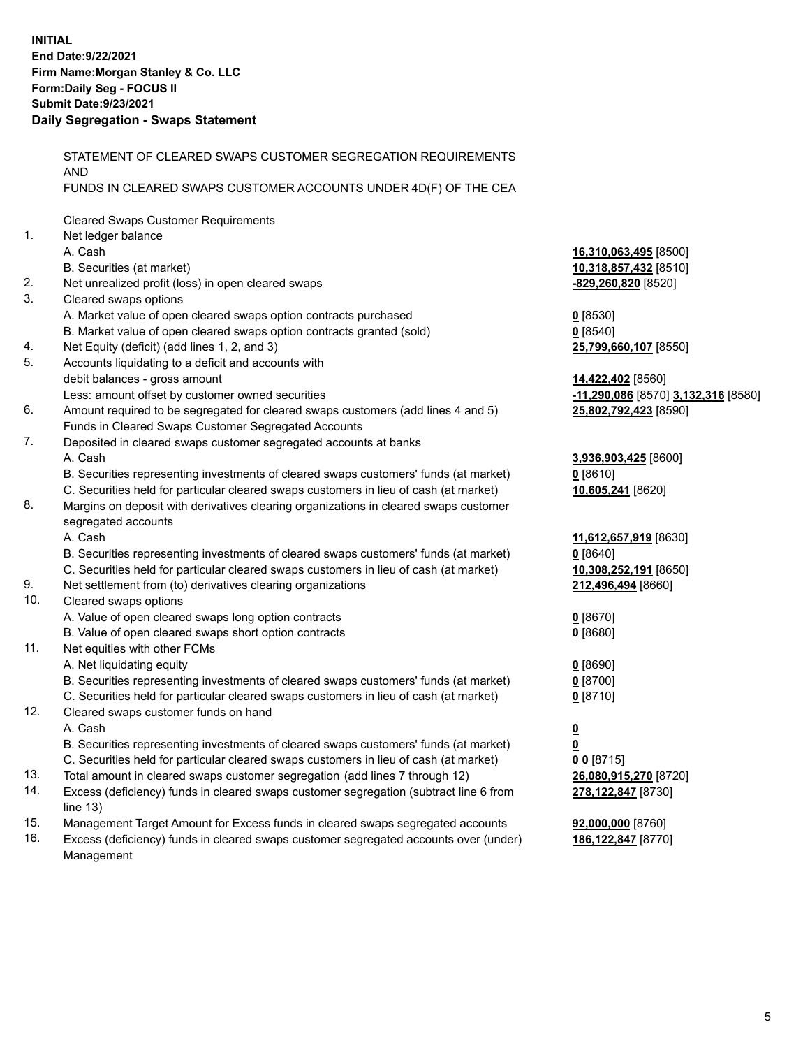**INITIAL**
**End Date:9/22/2021**
**Firm Name:Morgan Stanley & Co. LLC**
**Form:Daily Seg - FOCUS II**
**Submit Date:9/23/2021**
**Daily Segregation - Swaps Statement**

STATEMENT OF CLEARED SWAPS CUSTOMER SEGREGATION REQUIREMENTS AND FUNDS IN CLEARED SWAPS CUSTOMER ACCOUNTS UNDER 4D(F) OF THE CEA

| | | |
|---|---|---|
| | Cleared Swaps Customer Requirements | |
| 1. | Net ledger balance | |
| | A. Cash | **16,310,063,495** [8500] |
| | B. Securities (at market) | **10,318,857,432** [8510] |
| 2. | Net unrealized profit (loss) in open cleared swaps | **-829,260,820** [8520] |
| 3. | Cleared swaps options | |
| | A. Market value of open cleared swaps option contracts purchased | **0** [8530] |
| | B. Market value of open cleared swaps option contracts granted (sold) | **0** [8540] |
| 4. | Net Equity (deficit) (add lines 1, 2, and 3) | **25,799,660,107** [8550] |
| 5. | Accounts liquidating to a deficit and accounts with | |
| | debit balances - gross amount | **14,422,402** [8560] |
| | Less: amount offset by customer owned securities | **-11,290,086** [8570] **3,132,316** [8580] |
| 6. | Amount required to be segregated for cleared swaps customers (add lines 4 and 5) | **25,802,792,423** [8590] |
| | Funds in Cleared Swaps Customer Segregated Accounts | |
| 7. | Deposited in cleared swaps customer segregated accounts at banks | |
| | A. Cash | **3,936,903,425** [8600] |
| | B. Securities representing investments of cleared swaps customers' funds (at market) | **0** [8610] |
| | C. Securities held for particular cleared swaps customers in lieu of cash (at market) | **10,605,241** [8620] |
| 8. | Margins on deposit with derivatives clearing organizations in cleared swaps customer segregated accounts | |
| | A. Cash | **11,612,657,919** [8630] |
| | B. Securities representing investments of cleared swaps customers' funds (at market) | **0** [8640] |
| | C. Securities held for particular cleared swaps customers in lieu of cash (at market) | **10,308,252,191** [8650] |
| 9. | Net settlement from (to) derivatives clearing organizations | **212,496,494** [8660] |
| 10. | Cleared swaps options | |
| | A. Value of open cleared swaps long option contracts | **0** [8670] |
| | B. Value of open cleared swaps short option contracts | **0** [8680] |
| 11. | Net equities with other FCMs | |
| | A. Net liquidating equity | **0** [8690] |
| | B. Securities representing investments of cleared swaps customers' funds (at market) | **0** [8700] |
| | C. Securities held for particular cleared swaps customers in lieu of cash (at market) | **0** [8710] |
| 12. | Cleared swaps customer funds on hand | |
| | A. Cash | **0** |
| | B. Securities representing investments of cleared swaps customers' funds (at market) | **0** |
| | C. Securities held for particular cleared swaps customers in lieu of cash (at market) | **0** **0** [8715] |
| 13. | Total amount in cleared swaps customer segregation (add lines 7 through 12) | **26,080,915,270** [8720] |
| 14. | Excess (deficiency) funds in cleared swaps customer segregation (subtract line 6 from line 13) | **278,122,847** [8730] |
| 15. | Management Target Amount for Excess funds in cleared swaps segregated accounts | **92,000,000** [8760] |
| 16. | Excess (deficiency) funds in cleared swaps customer segregated accounts over (under) Management | **186,122,847** [8770] |